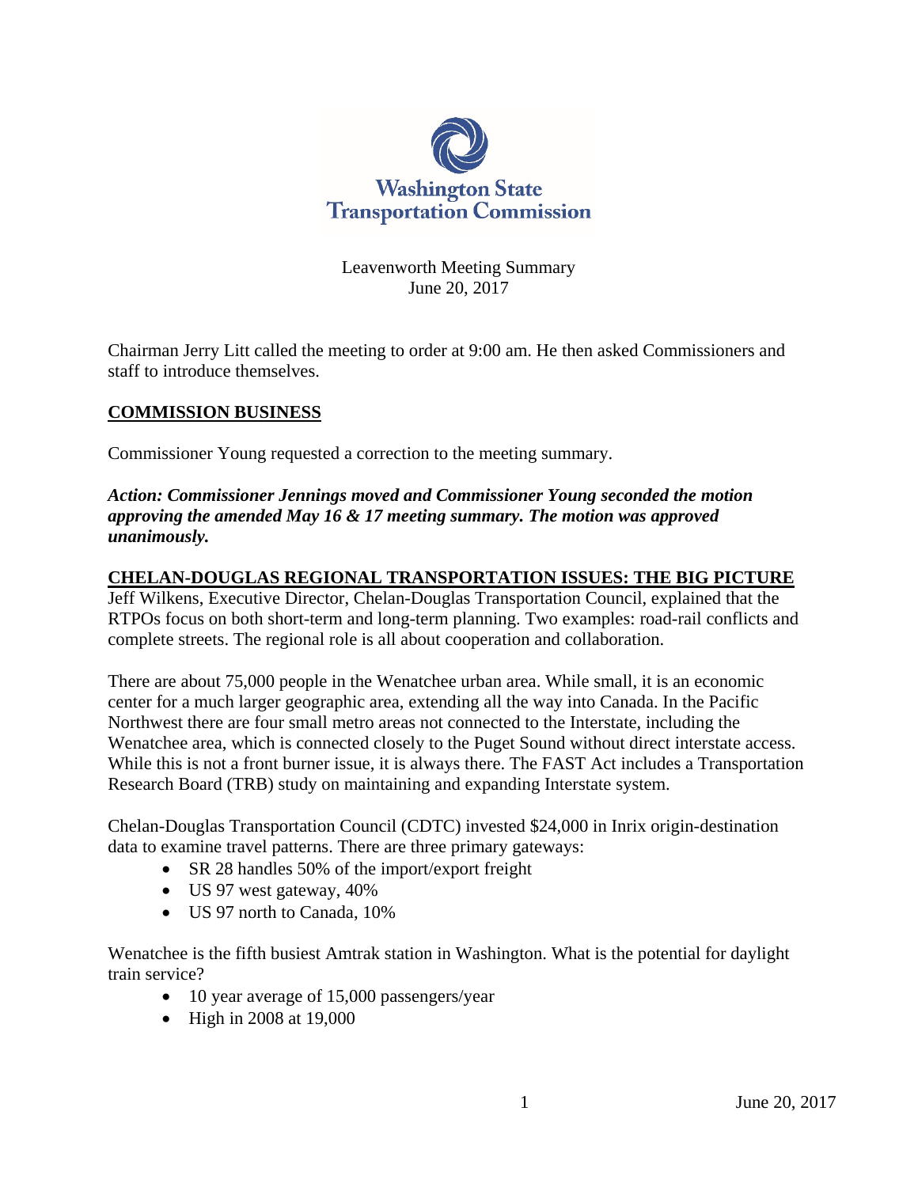# Washington State Transportation Commission

Leavenworth Meeting Summary
June 20, 2017

Chairman Jerry Litt called the meeting to order at 9:00 am. He then asked Commissioners and staff to introduce themselves.

## COMMISSION BUSINESS

Commissioner Young requested a correction to the meeting summary.

***Action: Commissioner Jennings moved and Commissioner Young seconded the motion approving the amended May 16 & 17 meeting summary. The motion was approved unanimously.***

## CHELAN-DOUGLAS REGIONAL TRANSPORTATION ISSUES: THE BIG PICTURE

Jeff Wilkens, Executive Director, Chelan-Douglas Transportation Council, explained that the RTPOs focus on both short-term and long-term planning. Two examples: road-rail conflicts and complete streets. The regional role is all about cooperation and collaboration.

There are about 75,000 people in the Wenatchee urban area. While small, it is an economic center for a much larger geographic area, extending all the way into Canada. In the Pacific Northwest there are four small metro areas not connected to the Interstate, including the Wenatchee area, which is connected closely to the Puget Sound without direct interstate access. While this is not a front burner issue, it is always there. The FAST Act includes a Transportation Research Board (TRB) study on maintaining and expanding Interstate system.

Chelan-Douglas Transportation Council (CDTC) invested $24,000 in Inrix origin-destination data to examine travel patterns. There are three primary gateways:

- SR 28 handles 50% of the import/export freight
- US 97 west gateway, 40%
- US 97 north to Canada, 10%

Wenatchee is the fifth busiest Amtrak station in Washington. What is the potential for daylight train service?

- 10 year average of 15,000 passengers/year
- High in 2008 at 19,000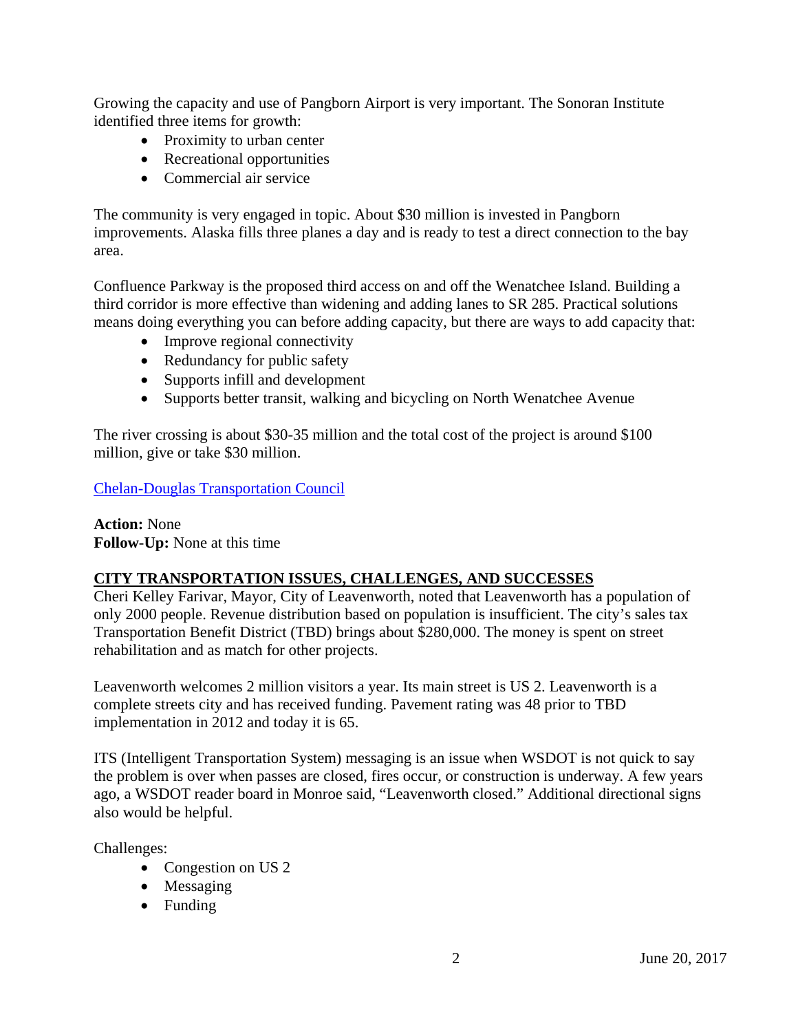Growing the capacity and use of Pangborn Airport is very important. The Sonoran Institute identified three items for growth:

- Proximity to urban center
- Recreational opportunities
- Commercial air service

The community is very engaged in topic. About $30 million is invested in Pangborn improvements. Alaska fills three planes a day and is ready to test a direct connection to the bay area.

Confluence Parkway is the proposed third access on and off the Wenatchee Island. Building a third corridor is more effective than widening and adding lanes to SR 285. Practical solutions means doing everything you can before adding capacity, but there are ways to add capacity that:

- Improve regional connectivity
- Redundancy for public safety
- Supports infill and development
- Supports better transit, walking and bicycling on North Wenatchee Avenue

The river crossing is about $30-35 million and the total cost of the project is around $100 million, give or take $30 million.

Chelan-Douglas Transportation Council

**Action:** None
**Follow-Up:** None at this time

## CITY TRANSPORTATION ISSUES, CHALLENGES, AND SUCCESSES

Cheri Kelley Farivar, Mayor, City of Leavenworth, noted that Leavenworth has a population of only 2000 people. Revenue distribution based on population is insufficient. The city's sales tax Transportation Benefit District (TBD) brings about $280,000. The money is spent on street rehabilitation and as match for other projects.

Leavenworth welcomes 2 million visitors a year. Its main street is US 2. Leavenworth is a complete streets city and has received funding. Pavement rating was 48 prior to TBD implementation in 2012 and today it is 65.

ITS (Intelligent Transportation System) messaging is an issue when WSDOT is not quick to say the problem is over when passes are closed, fires occur, or construction is underway. A few years ago, a WSDOT reader board in Monroe said, "Leavenworth closed." Additional directional signs also would be helpful.

Challenges:

- Congestion on US 2
- Messaging
- Funding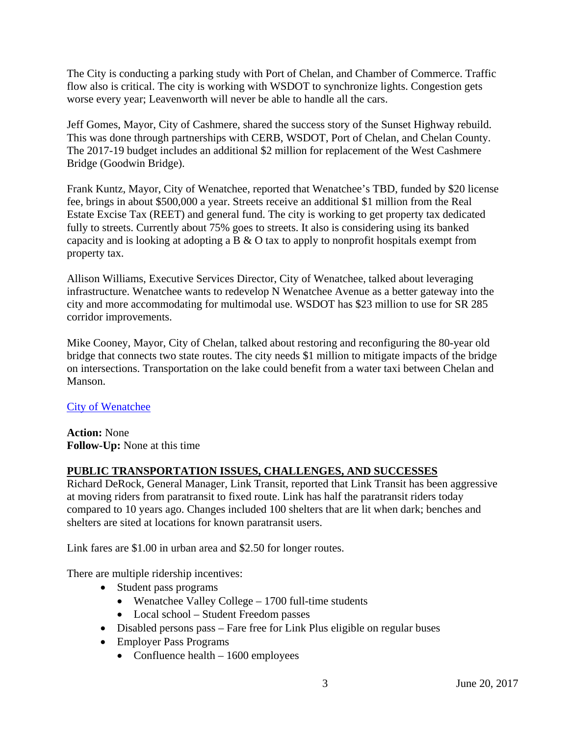The City is conducting a parking study with Port of Chelan, and Chamber of Commerce. Traffic flow also is critical. The city is working with WSDOT to synchronize lights. Congestion gets worse every year; Leavenworth will never be able to handle all the cars.

Jeff Gomes, Mayor, City of Cashmere, shared the success story of the Sunset Highway rebuild. This was done through partnerships with CERB, WSDOT, Port of Chelan, and Chelan County. The 2017-19 budget includes an additional $2 million for replacement of the West Cashmere Bridge (Goodwin Bridge).

Frank Kuntz, Mayor, City of Wenatchee, reported that Wenatchee's TBD, funded by $20 license fee, brings in about $500,000 a year. Streets receive an additional $1 million from the Real Estate Excise Tax (REET) and general fund. The city is working to get property tax dedicated fully to streets. Currently about 75% goes to streets. It also is considering using its banked capacity and is looking at adopting a B & O tax to apply to nonprofit hospitals exempt from property tax.

Allison Williams, Executive Services Director, City of Wenatchee, talked about leveraging infrastructure. Wenatchee wants to redevelop N Wenatchee Avenue as a better gateway into the city and more accommodating for multimodal use. WSDOT has $23 million to use for SR 285 corridor improvements.

Mike Cooney, Mayor, City of Chelan, talked about restoring and reconfiguring the 80-year old bridge that connects two state routes. The city needs $1 million to mitigate impacts of the bridge on intersections. Transportation on the lake could benefit from a water taxi between Chelan and Manson.

City of Wenatchee

**Action:** None
**Follow-Up:** None at this time

## PUBLIC TRANSPORTATION ISSUES, CHALLENGES, AND SUCCESSES

Richard DeRock, General Manager, Link Transit, reported that Link Transit has been aggressive at moving riders from paratransit to fixed route. Link has half the paratransit riders today compared to 10 years ago. Changes included 100 shelters that are lit when dark; benches and shelters are sited at locations for known paratransit users.

Link fares are $1.00 in urban area and $2.50 for longer routes.

There are multiple ridership incentives:

- Student pass programs
  - Wenatchee Valley College – 1700 full-time students
  - Local school – Student Freedom passes
- Disabled persons pass – Fare free for Link Plus eligible on regular buses
- Employer Pass Programs
  - Confluence health – 1600 employees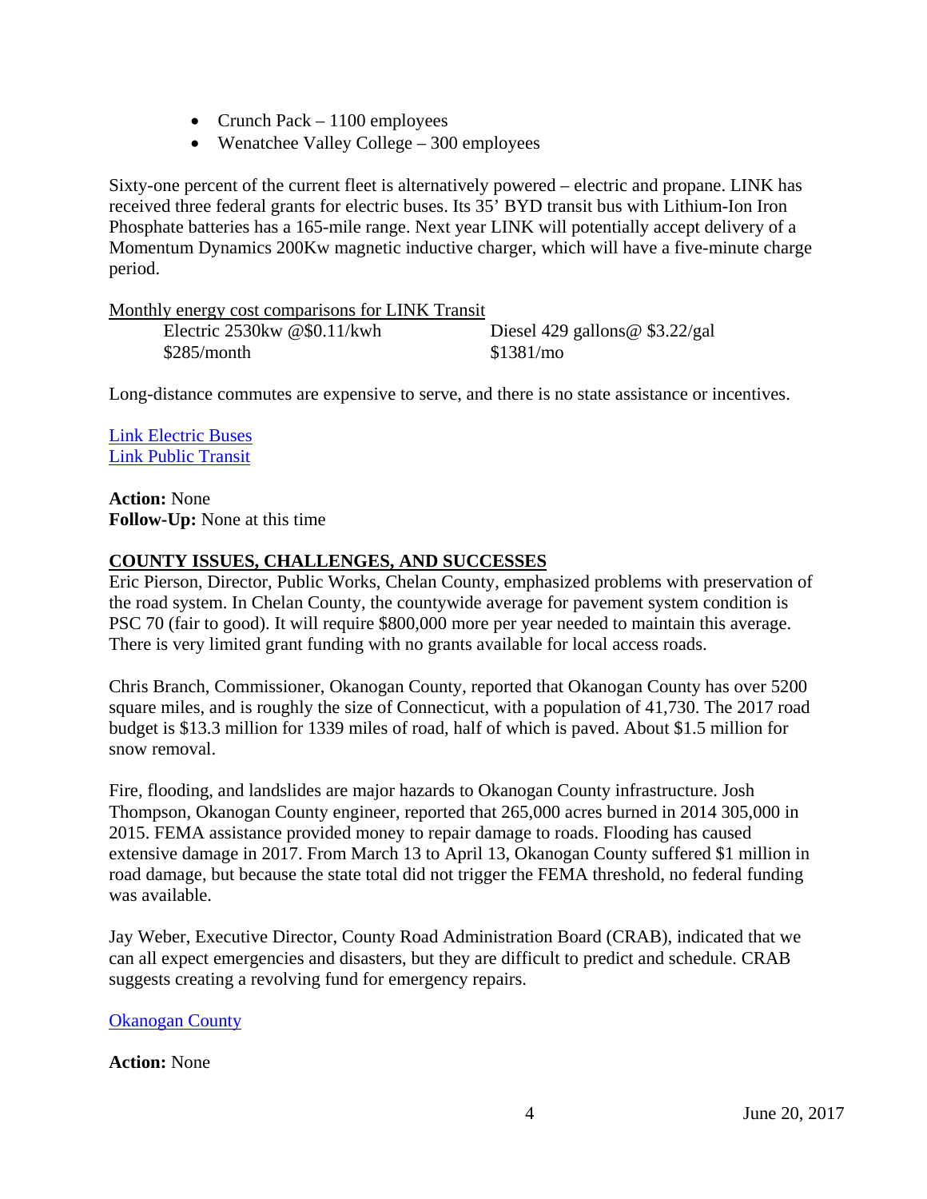- Crunch Pack – 1100 employees
- Wenatchee Valley College – 300 employees

Sixty-one percent of the current fleet is alternatively powered – electric and propane. LINK has received three federal grants for electric buses. Its 35' BYD transit bus with Lithium-Ion Iron Phosphate batteries has a 165-mile range. Next year LINK will potentially accept delivery of a Momentum Dynamics 200Kw magnetic inductive charger, which will have a five-minute charge period.

Monthly energy cost comparisons for LINK Transit

| Electric 2530kw @$0.11/kwh | Diesel 429 gallons@ $3.22/gal |
|---|---|
| $285/month | $1381/mo |

Long-distance commutes are expensive to serve, and there is no state assistance or incentives.

Link Electric Buses
Link Public Transit

**Action:** None
**Follow-Up:** None at this time

## COUNTY ISSUES, CHALLENGES, AND SUCCESSES

Eric Pierson, Director, Public Works, Chelan County, emphasized problems with preservation of the road system. In Chelan County, the countywide average for pavement system condition is PSC 70 (fair to good). It will require $800,000 more per year needed to maintain this average. There is very limited grant funding with no grants available for local access roads.

Chris Branch, Commissioner, Okanogan County, reported that Okanogan County has over 5200 square miles, and is roughly the size of Connecticut, with a population of 41,730. The 2017 road budget is $13.3 million for 1339 miles of road, half of which is paved. About $1.5 million for snow removal.

Fire, flooding, and landslides are major hazards to Okanogan County infrastructure. Josh Thompson, Okanogan County engineer, reported that 265,000 acres burned in 2014 305,000 in 2015. FEMA assistance provided money to repair damage to roads. Flooding has caused extensive damage in 2017. From March 13 to April 13, Okanogan County suffered $1 million in road damage, but because the state total did not trigger the FEMA threshold, no federal funding was available.

Jay Weber, Executive Director, County Road Administration Board (CRAB), indicated that we can all expect emergencies and disasters, but they are difficult to predict and schedule. CRAB suggests creating a revolving fund for emergency repairs.

Okanogan County

**Action:** None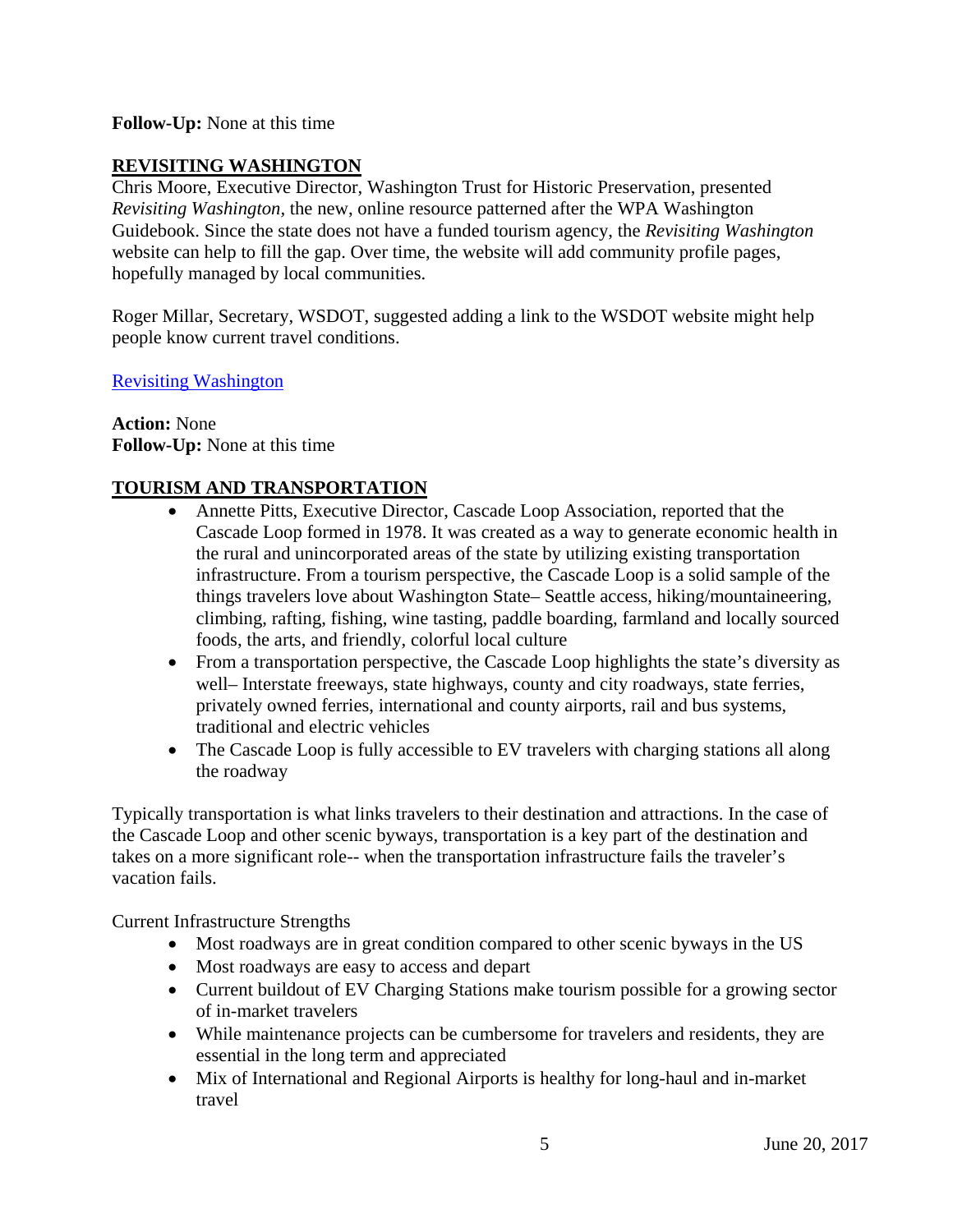**Follow-Up:** None at this time

## REVISITING WASHINGTON

Chris Moore, Executive Director, Washington Trust for Historic Preservation, presented *Revisiting Washington*, the new, online resource patterned after the WPA Washington Guidebook. Since the state does not have a funded tourism agency, the *Revisiting Washington* website can help to fill the gap. Over time, the website will add community profile pages, hopefully managed by local communities.

Roger Millar, Secretary, WSDOT, suggested adding a link to the WSDOT website might help people know current travel conditions.

Revisiting Washington

**Action:** None
**Follow-Up:** None at this time

## TOURISM AND TRANSPORTATION

- Annette Pitts, Executive Director, Cascade Loop Association, reported that the Cascade Loop formed in 1978. It was created as a way to generate economic health in the rural and unincorporated areas of the state by utilizing existing transportation infrastructure. From a tourism perspective, the Cascade Loop is a solid sample of the things travelers love about Washington State– Seattle access, hiking/mountaineering, climbing, rafting, fishing, wine tasting, paddle boarding, farmland and locally sourced foods, the arts, and friendly, colorful local culture
- From a transportation perspective, the Cascade Loop highlights the state's diversity as well– Interstate freeways, state highways, county and city roadways, state ferries, privately owned ferries, international and county airports, rail and bus systems, traditional and electric vehicles
- The Cascade Loop is fully accessible to EV travelers with charging stations all along the roadway

Typically transportation is what links travelers to their destination and attractions. In the case of the Cascade Loop and other scenic byways, transportation is a key part of the destination and takes on a more significant role-- when the transportation infrastructure fails the traveler's vacation fails.

Current Infrastructure Strengths

- Most roadways are in great condition compared to other scenic byways in the US
- Most roadways are easy to access and depart
- Current buildout of EV Charging Stations make tourism possible for a growing sector of in-market travelers
- While maintenance projects can be cumbersome for travelers and residents, they are essential in the long term and appreciated
- Mix of International and Regional Airports is healthy for long-haul and in-market travel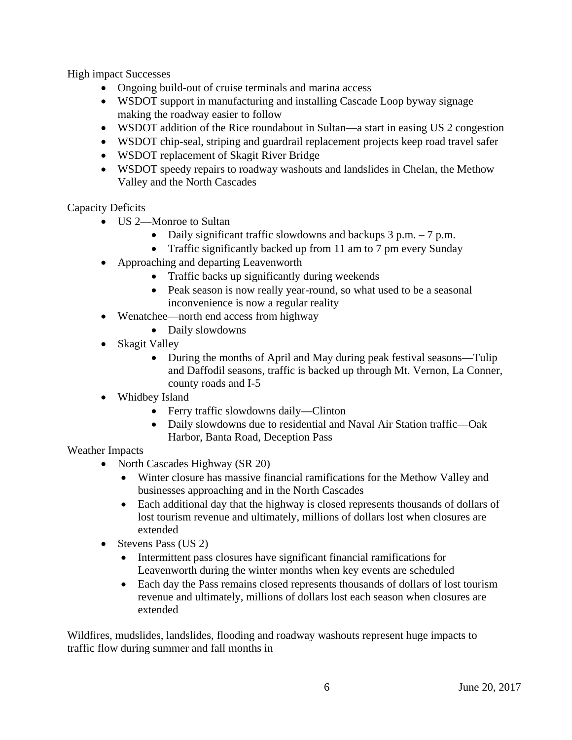High impact Successes

- Ongoing build-out of cruise terminals and marina access
- WSDOT support in manufacturing and installing Cascade Loop byway signage making the roadway easier to follow
- WSDOT addition of the Rice roundabout in Sultan—a start in easing US 2 congestion
- WSDOT chip-seal, striping and guardrail replacement projects keep road travel safer
- WSDOT replacement of Skagit River Bridge
- WSDOT speedy repairs to roadway washouts and landslides in Chelan, the Methow Valley and the North Cascades

Capacity Deficits

- US 2—Monroe to Sultan
  - Daily significant traffic slowdowns and backups 3 p.m. – 7 p.m.
  - Traffic significantly backed up from 11 am to 7 pm every Sunday
- Approaching and departing Leavenworth
  - Traffic backs up significantly during weekends
  - Peak season is now really year-round, so what used to be a seasonal inconvenience is now a regular reality
- Wenatchee—north end access from highway
  - Daily slowdowns
- Skagit Valley
  - During the months of April and May during peak festival seasons—Tulip and Daffodil seasons, traffic is backed up through Mt. Vernon, La Conner, county roads and I-5
- Whidbey Island
  - Ferry traffic slowdowns daily—Clinton
  - Daily slowdowns due to residential and Naval Air Station traffic—Oak Harbor, Banta Road, Deception Pass

Weather Impacts

- North Cascades Highway (SR 20)
  - Winter closure has massive financial ramifications for the Methow Valley and businesses approaching and in the North Cascades
  - Each additional day that the highway is closed represents thousands of dollars of lost tourism revenue and ultimately, millions of dollars lost when closures are extended
- Stevens Pass (US 2)
  - Intermittent pass closures have significant financial ramifications for Leavenworth during the winter months when key events are scheduled
  - Each day the Pass remains closed represents thousands of dollars of lost tourism revenue and ultimately, millions of dollars lost each season when closures are extended

Wildfires, mudslides, landslides, flooding and roadway washouts represent huge impacts to traffic flow during summer and fall months in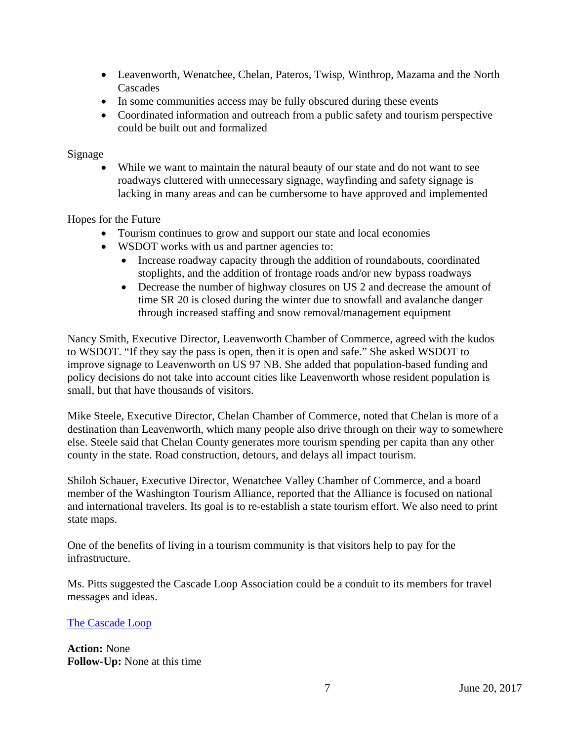- Leavenworth, Wenatchee, Chelan, Pateros, Twisp, Winthrop, Mazama and the North Cascades
- In some communities access may be fully obscured during these events
- Coordinated information and outreach from a public safety and tourism perspective could be built out and formalized

Signage

- While we want to maintain the natural beauty of our state and do not want to see roadways cluttered with unnecessary signage, wayfinding and safety signage is lacking in many areas and can be cumbersome to have approved and implemented

Hopes for the Future

- Tourism continues to grow and support our state and local economies
- WSDOT works with us and partner agencies to:
  - Increase roadway capacity through the addition of roundabouts, coordinated stoplights, and the addition of frontage roads and/or new bypass roadways
  - Decrease the number of highway closures on US 2 and decrease the amount of time SR 20 is closed during the winter due to snowfall and avalanche danger through increased staffing and snow removal/management equipment

Nancy Smith, Executive Director, Leavenworth Chamber of Commerce, agreed with the kudos to WSDOT. "If they say the pass is open, then it is open and safe." She asked WSDOT to improve signage to Leavenworth on US 97 NB. She added that population-based funding and policy decisions do not take into account cities like Leavenworth whose resident population is small, but that have thousands of visitors.

Mike Steele, Executive Director, Chelan Chamber of Commerce, noted that Chelan is more of a destination than Leavenworth, which many people also drive through on their way to somewhere else. Steele said that Chelan County generates more tourism spending per capita than any other county in the state. Road construction, detours, and delays all impact tourism.

Shiloh Schauer, Executive Director, Wenatchee Valley Chamber of Commerce, and a board member of the Washington Tourism Alliance, reported that the Alliance is focused on national and international travelers. Its goal is to re-establish a state tourism effort. We also need to print state maps.

One of the benefits of living in a tourism community is that visitors help to pay for the infrastructure.

Ms. Pitts suggested the Cascade Loop Association could be a conduit to its members for travel messages and ideas.

The Cascade Loop

**Action:** None
**Follow-Up:** None at this time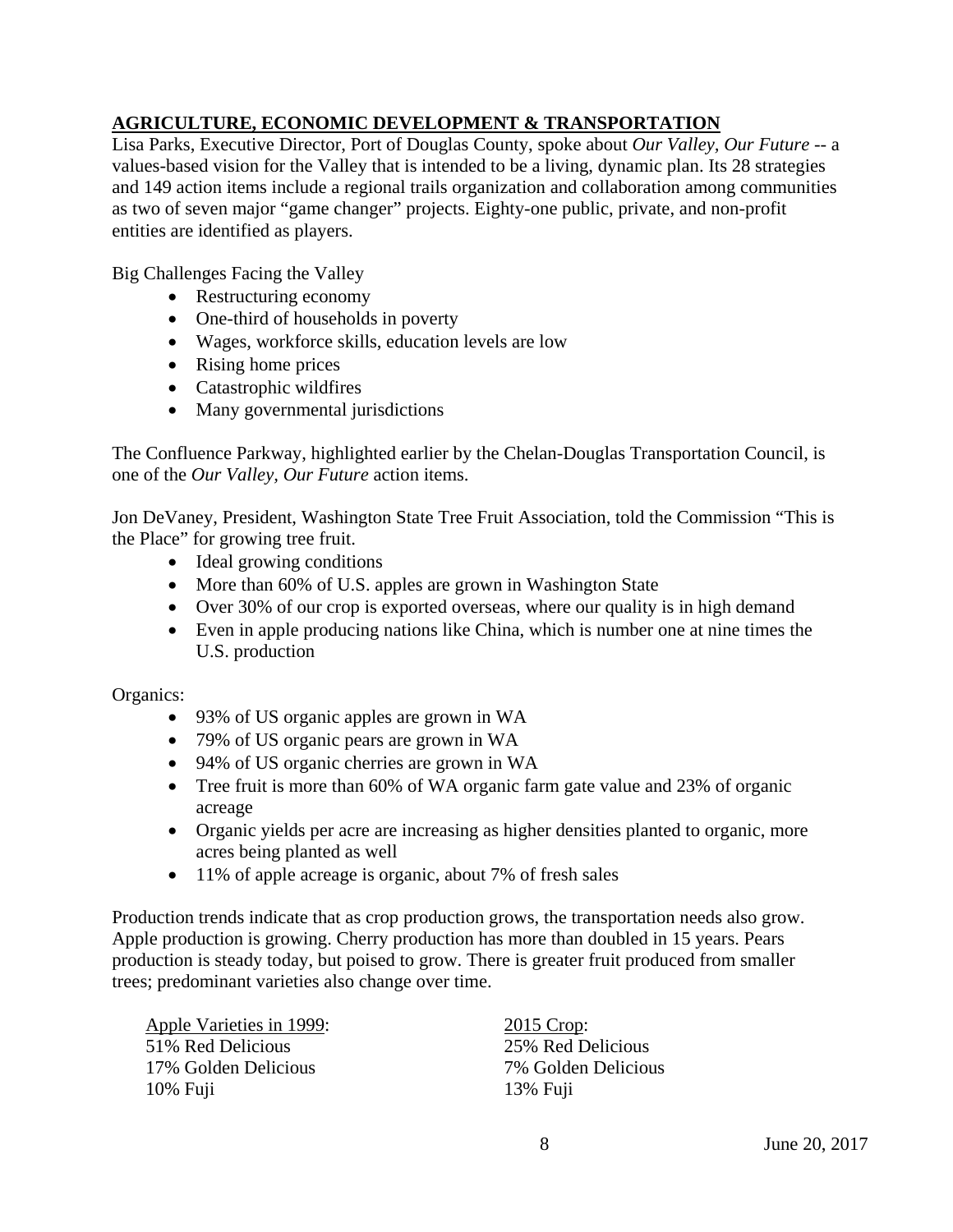**AGRICULTURE, ECONOMIC DEVELOPMENT & TRANSPORTATION**

Lisa Parks, Executive Director, Port of Douglas County, spoke about *Our Valley, Our Future* -- a values-based vision for the Valley that is intended to be a living, dynamic plan. Its 28 strategies and 149 action items include a regional trails organization and collaboration among communities as two of seven major "game changer" projects. Eighty-one public, private, and non-profit entities are identified as players.

Big Challenges Facing the Valley

- Restructuring economy
- One-third of households in poverty
- Wages, workforce skills, education levels are low
- Rising home prices
- Catastrophic wildfires
- Many governmental jurisdictions

The Confluence Parkway, highlighted earlier by the Chelan-Douglas Transportation Council, is one of the *Our Valley, Our Future* action items.

Jon DeVaney, President, Washington State Tree Fruit Association, told the Commission "This is the Place" for growing tree fruit.

- Ideal growing conditions
- More than 60% of U.S. apples are grown in Washington State
- Over 30% of our crop is exported overseas, where our quality is in high demand
- Even in apple producing nations like China, which is number one at nine times the U.S. production

Organics:

- 93% of US organic apples are grown in WA
- 79% of US organic pears are grown in WA
- 94% of US organic cherries are grown in WA
- Tree fruit is more than 60% of WA organic farm gate value and 23% of organic acreage
- Organic yields per acre are increasing as higher densities planted to organic, more acres being planted as well
- 11% of apple acreage is organic, about 7% of fresh sales

Production trends indicate that as crop production grows, the transportation needs also grow. Apple production is growing. Cherry production has more than doubled in 15 years. Pears production is steady today, but poised to grow. There is greater fruit produced from smaller trees; predominant varieties also change over time.

| Apple Varieties in 1999: | 2015 Crop: |
| --- | --- |
| 51% Red Delicious | 25% Red Delicious |
| 17% Golden Delicious | 7% Golden Delicious |
| 10% Fuji | 13% Fuji |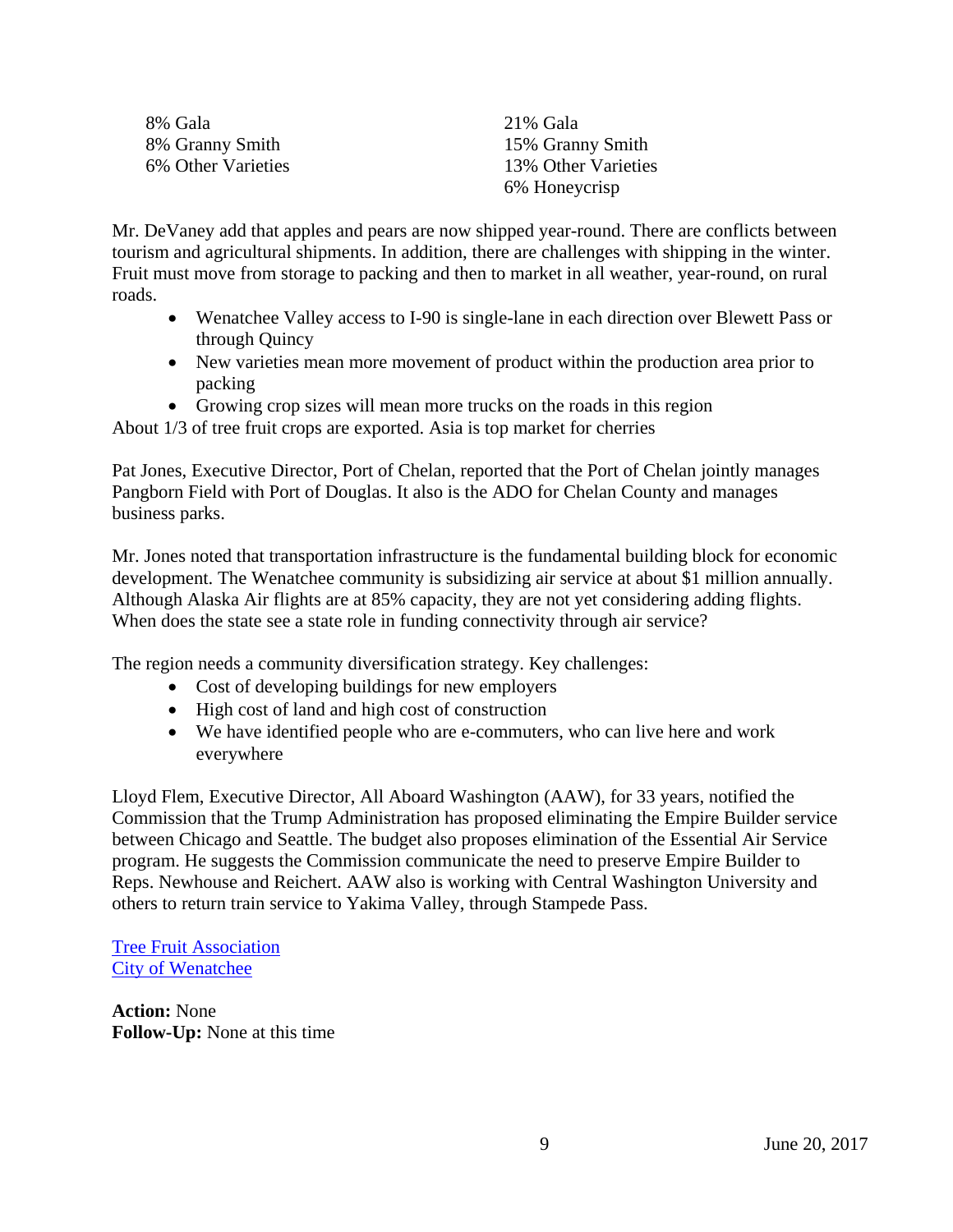| | |
|---|---|
| 8% Gala | 21% Gala |
| 8% Granny Smith | 15% Granny Smith |
| 6% Other Varieties | 13% Other Varieties |
| | 6% Honeycrisp |

Mr. DeVaney add that apples and pears are now shipped year-round. There are conflicts between tourism and agricultural shipments. In addition, there are challenges with shipping in the winter. Fruit must move from storage to packing and then to market in all weather, year-round, on rural roads.

- Wenatchee Valley access to I-90 is single-lane in each direction over Blewett Pass or through Quincy
- New varieties mean more movement of product within the production area prior to packing
- Growing crop sizes will mean more trucks on the roads in this region

About 1/3 of tree fruit crops are exported. Asia is top market for cherries

Pat Jones, Executive Director, Port of Chelan, reported that the Port of Chelan jointly manages Pangborn Field with Port of Douglas. It also is the ADO for Chelan County and manages business parks.

Mr. Jones noted that transportation infrastructure is the fundamental building block for economic development. The Wenatchee community is subsidizing air service at about $1 million annually. Although Alaska Air flights are at 85% capacity, they are not yet considering adding flights. When does the state see a state role in funding connectivity through air service?

The region needs a community diversification strategy. Key challenges:

- Cost of developing buildings for new employers
- High cost of land and high cost of construction
- We have identified people who are e-commuters, who can live here and work everywhere

Lloyd Flem, Executive Director, All Aboard Washington (AAW), for 33 years, notified the Commission that the Trump Administration has proposed eliminating the Empire Builder service between Chicago and Seattle. The budget also proposes elimination of the Essential Air Service program. He suggests the Commission communicate the need to preserve Empire Builder to Reps. Newhouse and Reichert. AAW also is working with Central Washington University and others to return train service to Yakima Valley, through Stampede Pass.

Tree Fruit Association
City of Wenatchee

**Action:** None
**Follow-Up:** None at this time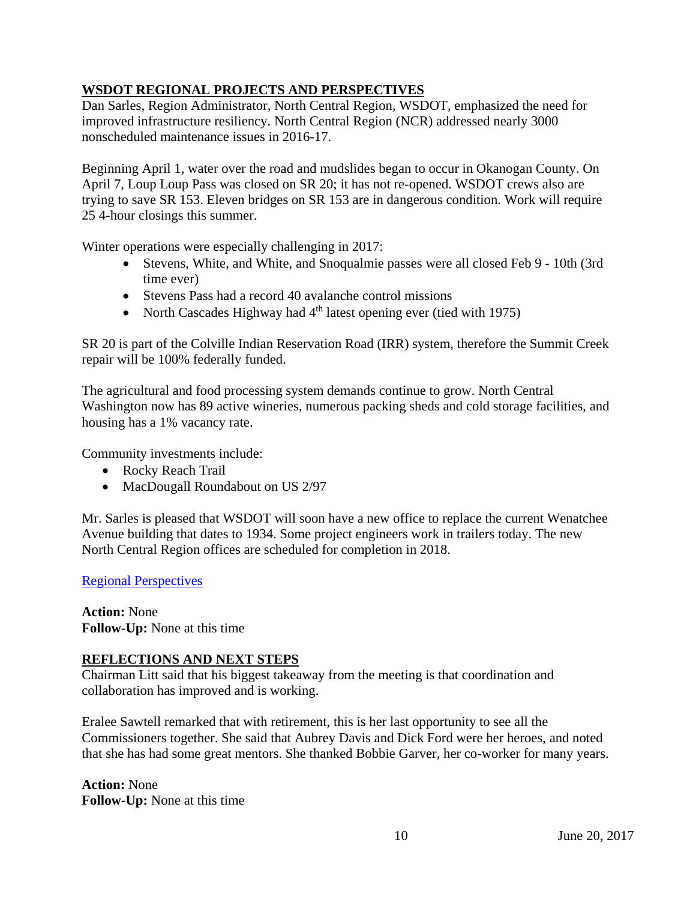## WSDOT REGIONAL PROJECTS AND PERSPECTIVES

Dan Sarles, Region Administrator, North Central Region, WSDOT, emphasized the need for improved infrastructure resiliency. North Central Region (NCR) addressed nearly 3000 nonscheduled maintenance issues in 2016-17.

Beginning April 1, water over the road and mudslides began to occur in Okanogan County. On April 7, Loup Loup Pass was closed on SR 20; it has not re-opened. WSDOT crews also are trying to save SR 153. Eleven bridges on SR 153 are in dangerous condition. Work will require 25 4-hour closings this summer.

Winter operations were especially challenging in 2017:

- Stevens, White, and White, and Snoqualmie passes were all closed Feb 9 - 10th (3rd time ever)
- Stevens Pass had a record 40 avalanche control missions
- North Cascades Highway had 4th latest opening ever (tied with 1975)

SR 20 is part of the Colville Indian Reservation Road (IRR) system, therefore the Summit Creek repair will be 100% federally funded.

The agricultural and food processing system demands continue to grow. North Central Washington now has 89 active wineries, numerous packing sheds and cold storage facilities, and housing has a 1% vacancy rate.

Community investments include:

- Rocky Reach Trail
- MacDougall Roundabout on US 2/97

Mr. Sarles is pleased that WSDOT will soon have a new office to replace the current Wenatchee Avenue building that dates to 1934. Some project engineers work in trailers today. The new North Central Region offices are scheduled for completion in 2018.

Regional Perspectives

**Action:** None
**Follow-Up:** None at this time

## REFLECTIONS AND NEXT STEPS

Chairman Litt said that his biggest takeaway from the meeting is that coordination and collaboration has improved and is working.

Eralee Sawtell remarked that with retirement, this is her last opportunity to see all the Commissioners together. She said that Aubrey Davis and Dick Ford were her heroes, and noted that she has had some great mentors. She thanked Bobbie Garver, her co-worker for many years.

**Action:** None
**Follow-Up:** None at this time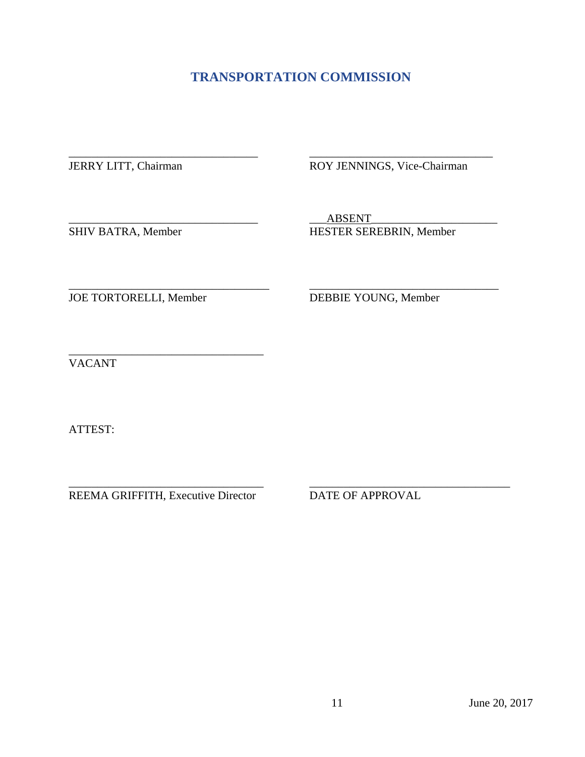## TRANSPORTATION COMMISSION

\_\_\_\_\_\_\_\_\_\_\_\_\_\_\_\_\_\_\_\_\_\_\_\_\_\_\_\_\_\_\_\_\_\_
JERRY LITT, Chairman

\_\_\_\_\_\_\_\_\_\_\_\_\_\_\_\_\_\_\_\_\_\_\_\_\_\_\_\_\_\_\_\_\_\_
ROY JENNINGS, Vice-Chairman

\_\_\_\_\_\_\_\_\_\_\_\_\_\_\_\_\_\_\_\_\_\_\_\_\_\_\_\_\_\_\_\_\_\_
SHIV BATRA, Member

\_\_\_ABSENT\_\_\_\_\_\_\_\_\_\_\_\_\_\_\_\_\_\_\_\_\_\_
HESTER SEREBRIN, Member

\_\_\_\_\_\_\_\_\_\_\_\_\_\_\_\_\_\_\_\_\_\_\_\_\_\_\_\_\_\_\_\_\_\_
JOE TORTORELLI, Member

\_\_\_\_\_\_\_\_\_\_\_\_\_\_\_\_\_\_\_\_\_\_\_\_\_\_\_\_\_\_\_\_\_\_
DEBBIE YOUNG, Member

\_\_\_\_\_\_\_\_\_\_\_\_\_\_\_\_\_\_\_\_\_\_\_\_\_\_\_\_\_\_\_\_\_\_
VACANT

ATTEST:

\_\_\_\_\_\_\_\_\_\_\_\_\_\_\_\_\_\_\_\_\_\_\_\_\_\_\_\_\_\_\_\_\_\_
REEMA GRIFFITH, Executive Director

\_\_\_\_\_\_\_\_\_\_\_\_\_\_\_\_\_\_\_\_\_\_\_\_\_\_\_\_\_\_\_\_\_\_
DATE OF APPROVAL